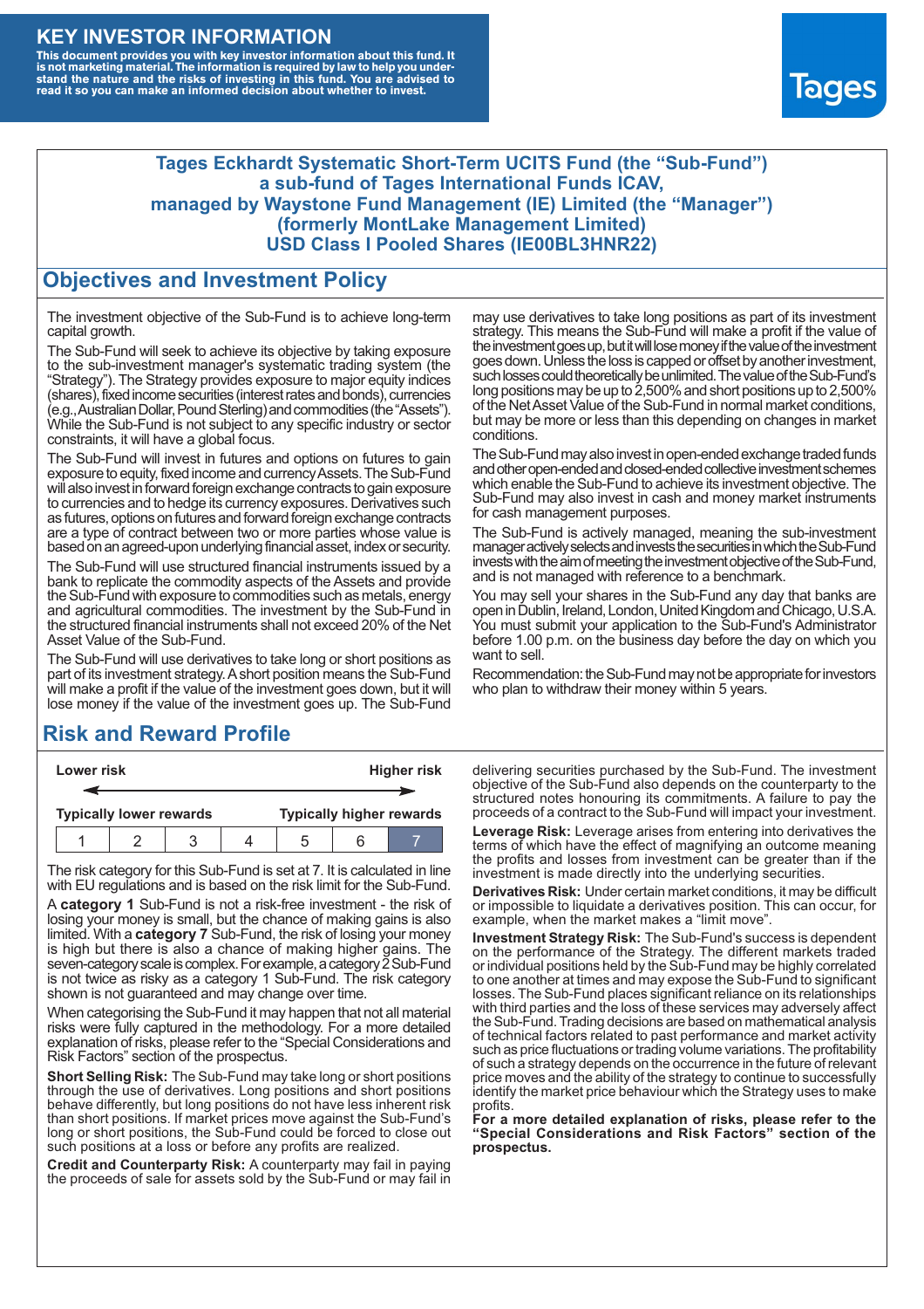# KEY INVESTOR INFORMATION

**This document provides you with key investor information about this fund. It is not marketing material. The information is required by law to help you understand the nature and the risks of investing in this fund. You are advised to read it so you can make an informed decision about whether to invest.**

Tages

## Tages Eckhardt Systematic Short-Term UCITS Fund (the "Sub-Fund") a sub-fund of Tages International Funds ICAV, managed by Waystone Fund Management (IE) Limited (the "Manager") (formerly MontLake Management Limited) USD Class I Pooled Shares (IE00BL3HNR22)

## Objectives and Investment Policy

The investment objective of the Sub-Fund is to achieve long-term capital growth.

The Sub-Fund will seek to achieve its objective by taking exposure to the sub-investment manager's systematic trading system (the "Strategy"). The Strategy provides exposure to major equity indices (shares), fixed income securities (interest rates and bonds), currencies (e.g., Australian Dollar, Pound Sterling) and commodities (the "Assets"). While the Sub-Fund is not subject to any specific industry or sector constraints, it will have a global focus.

The Sub-Fund will invest in futures and options on futures to gain exposure to equity, fixed income and currency Assets. The Sub-Fund will also invest in forward foreign exchange contracts to gain exposure to currencies and to hedge its currency exposures. Derivatives such as futures, options on futures and forward foreign exchange contracts are a type of contract between two or more parties whose value is based on an agreed-upon underlying financial asset, index or security.

The Sub-Fund will use structured financial instruments issued by a bank to replicate the commodity aspects of the Assets and provide the Sub-Fund with exposure to commodities such as metals, energy and agricultural commodities. The investment by the Sub-Fund in the structured financial instruments shall not exceed 20% of the Net Asset Value of the Sub-Fund.

The Sub-Fund will use derivatives to take long or short positions as part of its investment strategy. A short position means the Sub-Fund will make a profit if the value of the investment goes down, but it will lose money if the value of the investment goes up. The Sub-Fund may use derivatives to take long positions as part of its investment strategy. This means the Sub-Fund will make a profit if the value of the investment goes up, but it will lose money if the value of the investment goes down. Unless the loss is capped or offset by another investment, such losses could theoretically be unlimited. The value of the Sub-Fund's long positions may be up to 2,500% and short positions up to 2,500% of the Net Asset Value of the Sub-Fund in normal market conditions, but may be more or less than this depending on changes in market conditions.

The Sub-Fund may also invest in open-ended exchange traded funds and other open-ended and closed-ended collective investment schemes which enable the Sub-Fund to achieve its investment objective. The Sub-Fund may also invest in cash and money market instruments for cash management purposes.

The Sub-Fund is actively managed, meaning the sub-investment manager actively selects and invests the securities in which the Sub-Fund invests with the aim of meeting the investment objective of the Sub-Fund, and is not managed with reference to a benchmark.

You may sell your shares in the Sub-Fund any day that banks are open in Dublin, Ireland, London, United Kingdom and Chicago, U.S.A. You must submit your application to the Sub-Fund's Administrator before 1.00 p.m. on the business day before the day on which you want to sell.

Recommendation: the Sub-Fund may not be appropriate for investors who plan to withdraw their money within 5 years.

## Risk and Reward Profile

Lower risk — Higher risk

Typically lower rewards — Typically higher rewards

| 1 | 2 | 3 | 4 | 5 | 6 | **7** |
|---|---|---|---|---|---|---|

The risk category for this Sub-Fund is set at 7. It is calculated in line with EU regulations and is based on the risk limit for the Sub-Fund.

A **category 1** Sub-Fund is not a risk-free investment - the risk of losing your money is small, but the chance of making gains is also limited. With a **category 7** Sub-Fund, the risk of losing your money is high but there is also a chance of making higher gains. The seven-category scale is complex. For example, a category 2 Sub-Fund is not twice as risky as a category 1 Sub-Fund. The risk category shown is not guaranteed and may change over time.

When categorising the Sub-Fund it may happen that not all material risks were fully captured in the methodology. For a more detailed explanation of risks, please refer to the "Special Considerations and Risk Factors" section of the prospectus.

**Short Selling Risk:** The Sub-Fund may take long or short positions through the use of derivatives. Long positions and short positions behave differently, but long positions do not have less inherent risk than short positions. If market prices move against the Sub-Fund's long or short positions, the Sub-Fund could be forced to close out such positions at a loss or before any profits are realized.

**Credit and Counterparty Risk:** A counterparty may fail in paying the proceeds of sale for assets sold by the Sub-Fund or may fail in delivering securities purchased by the Sub-Fund. The investment objective of the Sub-Fund also depends on the counterparty to the structured notes honouring its commitments. A failure to pay the proceeds of a contract to the Sub-Fund will impact your investment.

**Leverage Risk:** Leverage arises from entering into derivatives the terms of which have the effect of magnifying an outcome meaning the profits and losses from investment can be greater than if the investment is made directly into the underlying securities.

**Derivatives Risk:** Under certain market conditions, it may be difficult or impossible to liquidate a derivatives position. This can occur, for example, when the market makes a "limit move".

**Investment Strategy Risk:** The Sub-Fund's success is dependent on the performance of the Strategy. The different markets traded or individual positions held by the Sub-Fund may be highly correlated to one another at times and may expose the Sub-Fund to significant losses. The Sub-Fund places significant reliance on its relationships with third parties and the loss of these services may adversely affect the Sub-Fund. Trading decisions are based on mathematical analysis of technical factors related to past performance and market activity such as price fluctuations or trading volume variations. The profitability of such a strategy depends on the occurrence in the future of relevant price moves and the ability of the strategy to continue to successfully identify the market price behaviour which the Strategy uses to make profits.

**For a more detailed explanation of risks, please refer to the "Special Considerations and Risk Factors" section of the prospectus.**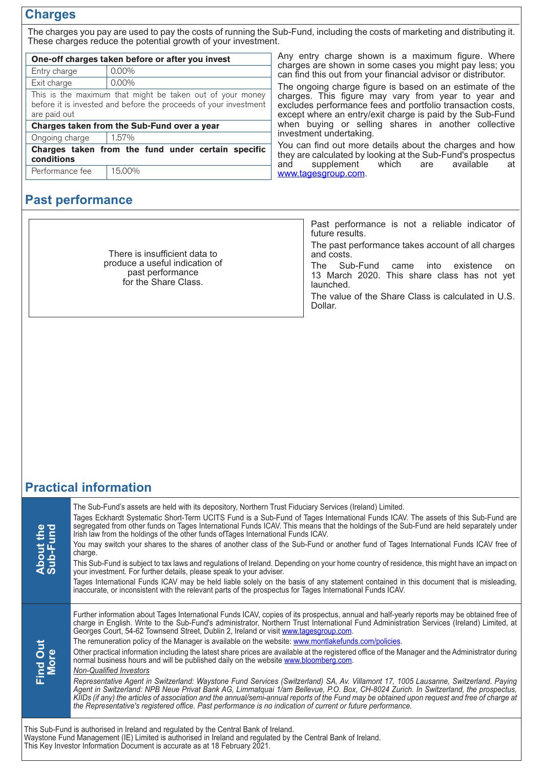## Charges

The charges you pay are used to pay the costs of running the Sub-Fund, including the costs of marketing and distributing it. These charges reduce the potential growth of your investment.

| One-off charges taken before or after you invest | |
|---|---|
| Entry charge | 0.00% |
| Exit charge | 0.00% |
| This is the maximum that might be taken out of your money before it is invested and before the proceeds of your investment are paid out | |
| **Charges taken from the Sub-Fund over a year** | |
| Ongoing charge | 1.57% |
| **Charges taken from the fund under certain specific conditions** | |
| Performance fee | 15.00% |

Any entry charge shown is a maximum figure. Where charges are shown in some cases you might pay less; you can find this out from your financial advisor or distributor.

The ongoing charge figure is based on an estimate of the charges. This figure may vary from year to year and excludes performance fees and portfolio transaction costs, except where an entry/exit charge is paid by the Sub-Fund when buying or selling shares in another collective investment undertaking.

You can find out more details about the charges and how they are calculated by looking at the Sub-Fund's prospectus and supplement which are available at www.tagesgroup.com.

## Past performance

There is insufficient data to produce a useful indication of past performance for the Share Class.

Past performance is not a reliable indicator of future results.

The past performance takes account of all charges and costs.

The Sub-Fund came into existence on 13 March 2020. This share class has not yet launched.

The value of the Share Class is calculated in U.S. Dollar.

## Practical information

### About the Sub-Fund

The Sub-Fund's assets are held with its depository, Northern Trust Fiduciary Services (Ireland) Limited.

Tages Eckhardt Systematic Short-Term UCITS Fund is a Sub-Fund of Tages International Funds ICAV. The assets of this Sub-Fund are segregated from other funds on Tages International Funds ICAV. This means that the holdings of the Sub-Fund are held separately under Irish law from the holdings of the other funds ofTages International Funds ICAV.

You may switch your shares to the shares of another class of the Sub-Fund or another fund of Tages International Funds ICAV free of charge.

This Sub-Fund is subject to tax laws and regulations of Ireland. Depending on your home country of residence, this might have an impact on your investment. For further details, please speak to your adviser.

Tages International Funds ICAV may be held liable solely on the basis of any statement contained in this document that is misleading, inaccurate, or inconsistent with the relevant parts of the prospectus for Tages International Funds ICAV.

### Find Out More

Further information about Tages International Funds ICAV, copies of its prospectus, annual and half-yearly reports may be obtained free of charge in English. Write to the Sub-Fund's administrator, Northern Trust International Fund Administration Services (Ireland) Limited, at Georges Court, 54-62 Townsend Street, Dublin 2, Ireland or visit www.tagesgroup.com.

The remuneration policy of the Manager is available on the website: www.montlakefunds.com/policies.

Other practical information including the latest share prices are available at the registered office of the Manager and the Administrator during normal business hours and will be published daily on the website www.bloomberg.com.

*Non-Qualified Investors*

*Representative Agent in Switzerland: Waystone Fund Services (Switzerland) SA, Av. Villamont 17, 1005 Lausanne, Switzerland. Paying Agent in Switzerland: NPB Neue Privat Bank AG, Limmatquai 1/am Bellevue, P.O. Box, CH-8024 Zurich. In Switzerland, the prospectus, KIIDs (if any) the articles of association and the annual/semi-annual reports of the Fund may be obtained upon request and free of charge at the Representative's registered office. Past performance is no indication of current or future performance.*

This Sub-Fund is authorised in Ireland and regulated by the Central Bank of Ireland.
Waystone Fund Management (IE) Limited is authorised in Ireland and regulated by the Central Bank of Ireland.
This Key Investor Information Document is accurate as at 18 February 2021.